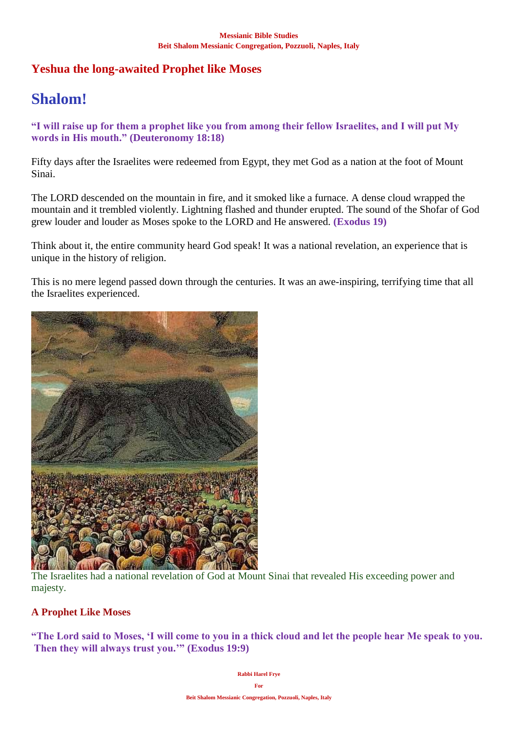# Yeshua the long-awaited Prophet like Moses

## Shalom!

**"I will raise up for them a prophet like you from among their fellow Israelites, and I will put My words in His mouth." (Deuteronomy 18:18)**

Fifty days after the Israelites were redeemed from Egypt, they met God as a nation at the foot of Mount Sinai.

The LORD descended on the mountain in fire, and it smoked like a furnace. A dense cloud wrapped the mountain and it trembled violently. Lightning flashed and thunder erupted. The sound of the Shofar of God grew louder and louder as Moses spoke to the LORD and He answered. **(Exodus 19)**

Think about it, the entire community heard God speak! It was a national revelation, an experience that is unique in the history of religion.

This is no mere legend passed down through the centuries. It was an awe-inspiring, terrifying time that all the Israelites experienced.

The Israelites had a national revelation of God at Mount Sinai that revealed His exceeding power and majesty.

### A Prophet Like Moses

**"The Lord said to Moses, 'I will come to you in a thick cloud and let the people hear Me speak to you. Then they will always trust you.'" (Exodus 19:9)**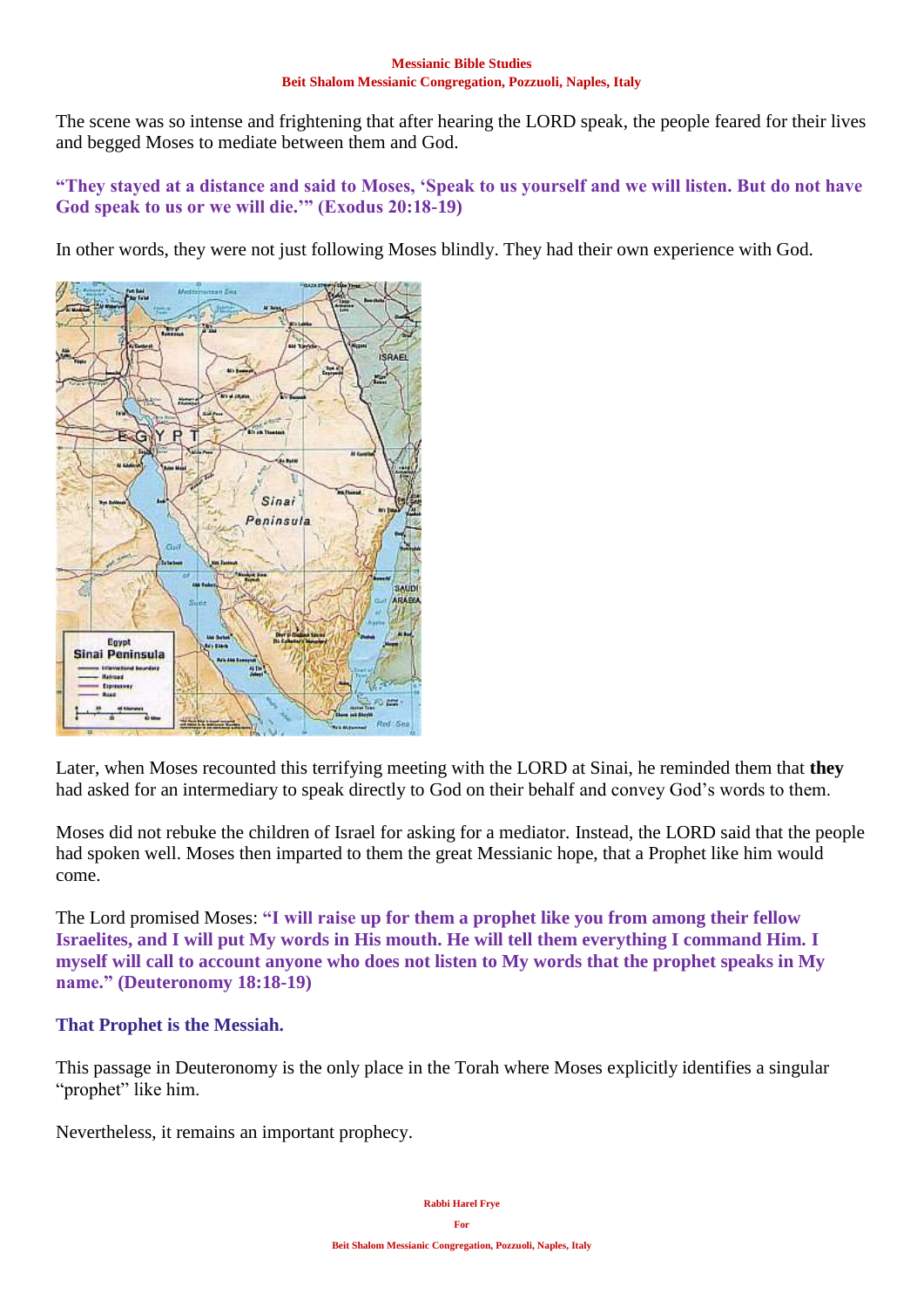The scene was so intense and frightening that after hearing the LORD speak, the people feared for their lives and begged Moses to mediate between them and God.

**"They stayed at a distance and said to Moses, 'Speak to us yourself and we will listen. But do not have God speak to us or we will die.'" (Exodus 20:18-19)**

In other words, they were not just following Moses blindly. They had their own experience with God.

Later, when Moses recounted this terrifying meeting with the LORD at Sinai, he reminded them that **they** had asked for an intermediary to speak directly to God on their behalf and convey God's words to them.

Moses did not rebuke the children of Israel for asking for a mediator. Instead, the LORD said that the people had spoken well. Moses then imparted to them the great Messianic hope, that a Prophet like him would come.

The Lord promised Moses: **"I will raise up for them a prophet like you from among their fellow Israelites, and I will put My words in His mouth. He will tell them everything I command Him. I myself will call to account anyone who does not listen to My words that the prophet speaks in My name." (Deuteronomy 18:18-19)**

**That Prophet is the Messiah.**

This passage in Deuteronomy is the only place in the Torah where Moses explicitly identifies a singular "prophet" like him.

Nevertheless, it remains an important prophecy.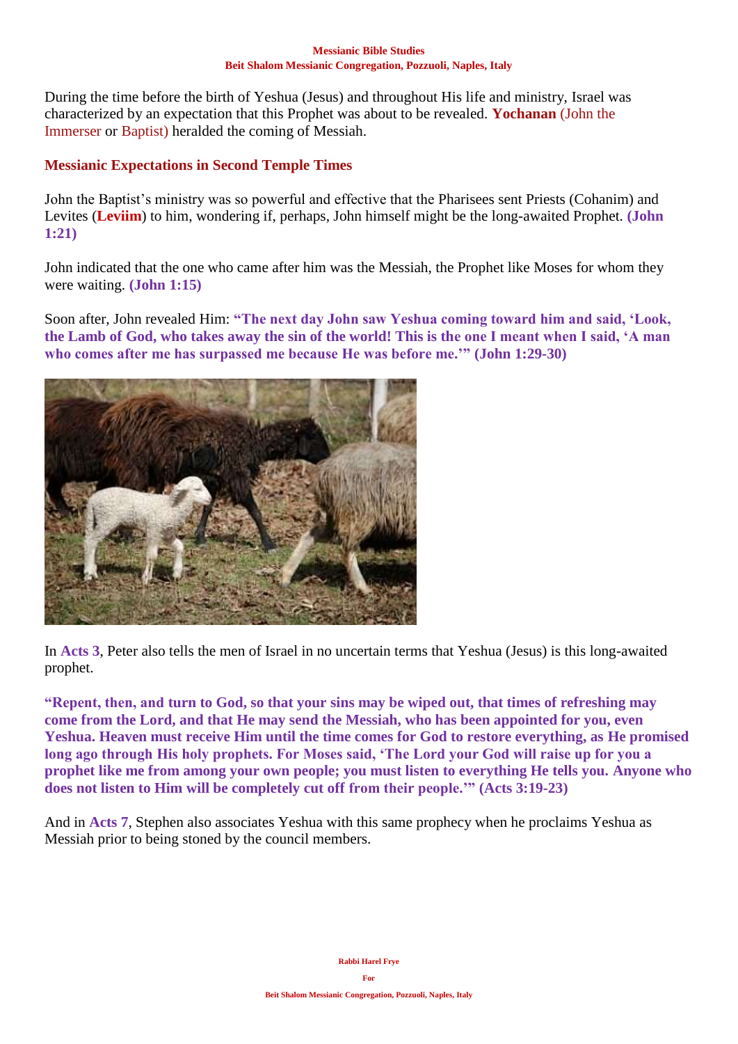During the time before the birth of Yeshua (Jesus) and throughout His life and ministry, Israel was characterized by an expectation that this Prophet was about to be revealed. **Yochanan** (John the Immerser or Baptist) heralded the coming of Messiah.

## Messianic Expectations in Second Temple Times

John the Baptist's ministry was so powerful and effective that the Pharisees sent Priests (Cohanim) and Levites (**Leviim**) to him, wondering if, perhaps, John himself might be the long-awaited Prophet. **(John 1:21)**

John indicated that the one who came after him was the Messiah, the Prophet like Moses for whom they were waiting. **(John 1:15)**

Soon after, John revealed Him: **"The next day John saw Yeshua coming toward him and said, 'Look, the Lamb of God, who takes away the sin of the world! This is the one I meant when I said, 'A man who comes after me has surpassed me because He was before me.'" (John 1:29-30)**

In **Acts 3**, Peter also tells the men of Israel in no uncertain terms that Yeshua (Jesus) is this long-awaited prophet.

**"Repent, then, and turn to God, so that your sins may be wiped out, that times of refreshing may come from the Lord, and that He may send the Messiah, who has been appointed for you, even Yeshua. Heaven must receive Him until the time comes for God to restore everything, as He promised long ago through His holy prophets. For Moses said, 'The Lord your God will raise up for you a prophet like me from among your own people; you must listen to everything He tells you. Anyone who does not listen to Him will be completely cut off from their people.'" (Acts 3:19-23)**

And in **Acts 7**, Stephen also associates Yeshua with this same prophecy when he proclaims Yeshua as Messiah prior to being stoned by the council members.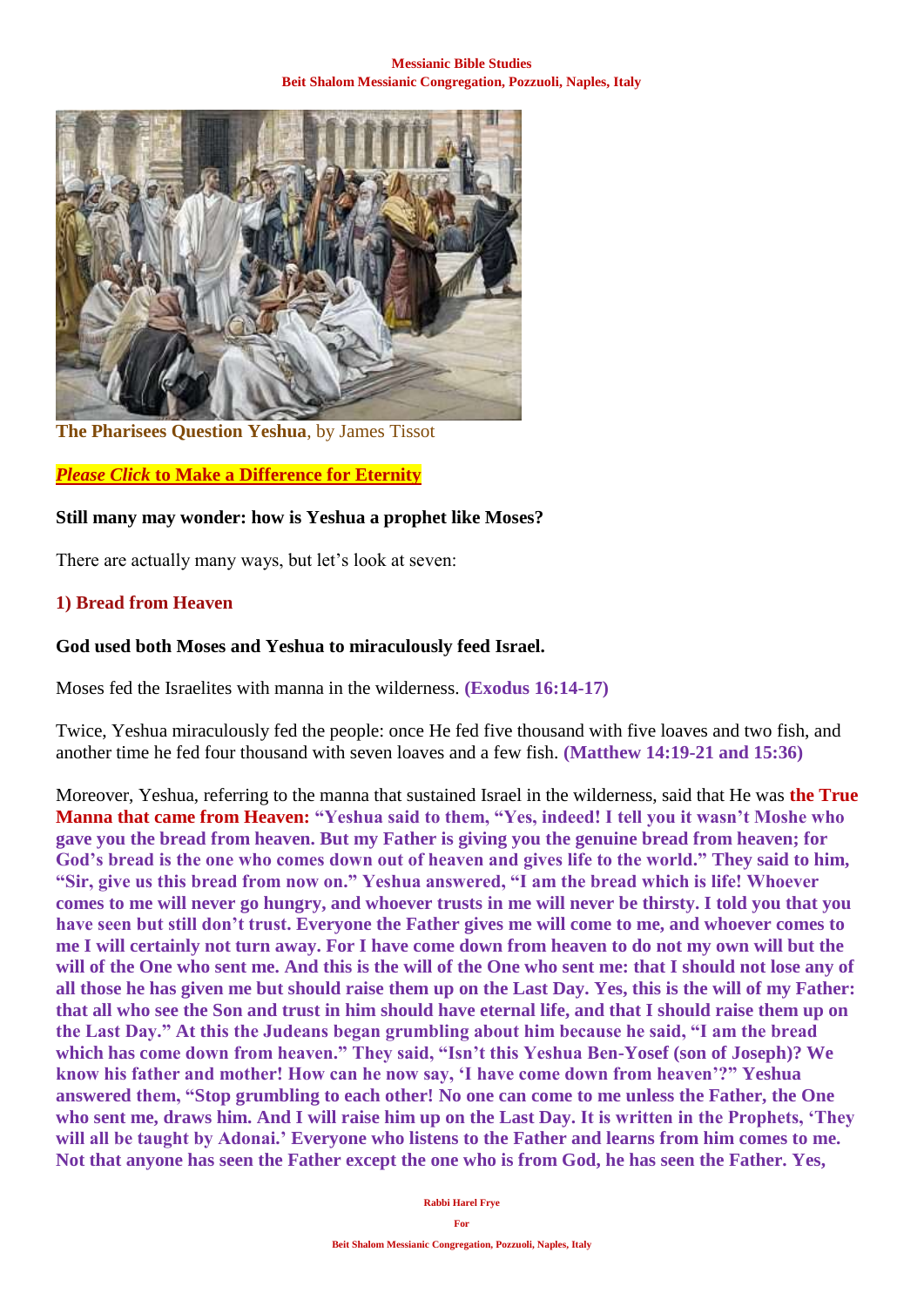**The Pharisees Question Yeshua**, by James Tissot

***Please Click* to Make a Difference for Eternity**

**Still many may wonder: how is Yeshua a prophet like Moses?**

There are actually many ways, but let's look at seven:

### 1) Bread from Heaven

**God used both Moses and Yeshua to miraculously feed Israel.**

Moses fed the Israelites with manna in the wilderness. **(Exodus 16:14-17)**

Twice, Yeshua miraculously fed the people: once He fed five thousand with five loaves and two fish, and another time he fed four thousand with seven loaves and a few fish. **(Matthew 14:19-21 and 15:36)**

Moreover, Yeshua, referring to the manna that sustained Israel in the wilderness, said that He was **the True Manna that came from Heaven:** **"Yeshua said to them, "Yes, indeed! I tell you it wasn't Moshe who gave you the bread from heaven. But my Father is giving you the genuine bread from heaven; for God's bread is the one who comes down out of heaven and gives life to the world." They said to him, "Sir, give us this bread from now on." Yeshua answered, "I am the bread which is life! Whoever comes to me will never go hungry, and whoever trusts in me will never be thirsty. I told you that you have seen but still don't trust. Everyone the Father gives me will come to me, and whoever comes to me I will certainly not turn away. For I have come down from heaven to do not my own will but the will of the One who sent me. And this is the will of the One who sent me: that I should not lose any of all those he has given me but should raise them up on the Last Day. Yes, this is the will of my Father: that all who see the Son and trust in him should have eternal life, and that I should raise them up on the Last Day." At this the Judeans began grumbling about him because he said, "I am the bread which has come down from heaven." They said, "Isn't this Yeshua Ben-Yosef (son of Joseph)? We know his father and mother! How can he now say, 'I have come down from heaven'?" Yeshua answered them, "Stop grumbling to each other! No one can come to me unless the Father, the One who sent me, draws him. And I will raise him up on the Last Day. It is written in the Prophets, 'They will all be taught by Adonai.' Everyone who listens to the Father and learns from him comes to me. Not that anyone has seen the Father except the one who is from God, he has seen the Father. Yes,**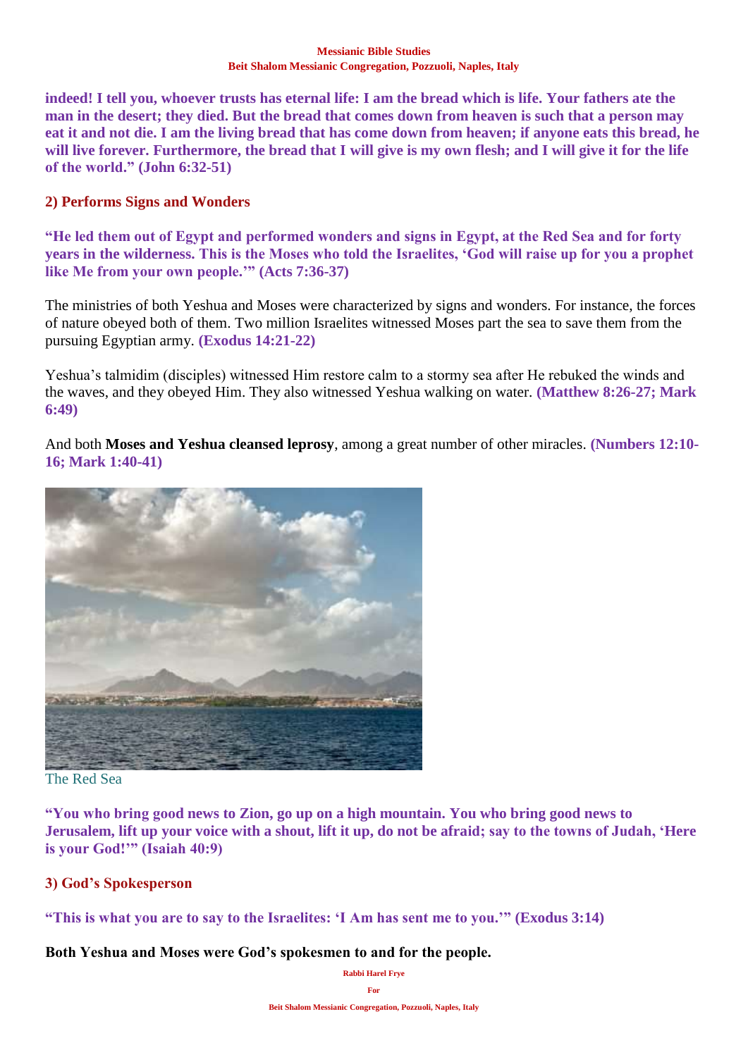**indeed! I tell you, whoever trusts has eternal life: I am the bread which is life. Your fathers ate the man in the desert; they died. But the bread that comes down from heaven is such that a person may eat it and not die. I am the living bread that has come down from heaven; if anyone eats this bread, he will live forever. Furthermore, the bread that I will give is my own flesh; and I will give it for the life of the world." (John 6:32-51)**

## 2) Performs Signs and Wonders

**"He led them out of Egypt and performed wonders and signs in Egypt, at the Red Sea and for forty years in the wilderness. This is the Moses who told the Israelites, 'God will raise up for you a prophet like Me from your own people.'" (Acts 7:36-37)**

The ministries of both Yeshua and Moses were characterized by signs and wonders. For instance, the forces of nature obeyed both of them. Two million Israelites witnessed Moses part the sea to save them from the pursuing Egyptian army. **(Exodus 14:21-22)**

Yeshua's talmidim (disciples) witnessed Him restore calm to a stormy sea after He rebuked the winds and the waves, and they obeyed Him. They also witnessed Yeshua walking on water. **(Matthew 8:26-27; Mark 6:49)**

And both **Moses and Yeshua cleansed leprosy**, among a great number of other miracles. **(Numbers 12:10-16; Mark 1:40-41)**

The Red Sea

**"You who bring good news to Zion, go up on a high mountain. You who bring good news to Jerusalem, lift up your voice with a shout, lift it up, do not be afraid; say to the towns of Judah, 'Here is your God!'" (Isaiah 40:9)**

## 3) God's Spokesperson

**"This is what you are to say to the Israelites: 'I Am has sent me to you.'" (Exodus 3:14)**

**Both Yeshua and Moses were God's spokesmen to and for the people.**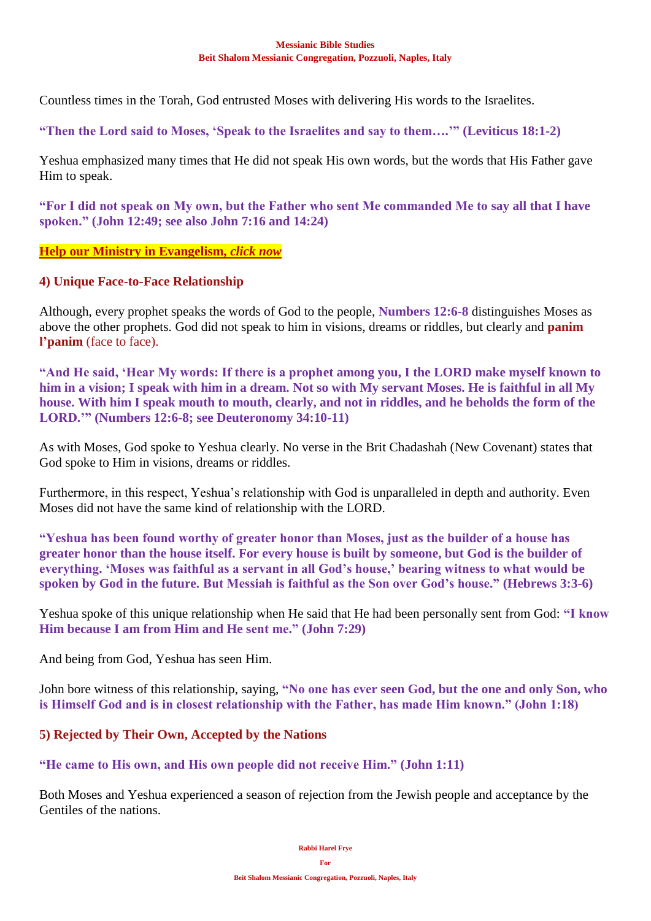Countless times in the Torah, God entrusted Moses with delivering His words to the Israelites.

**"Then the Lord said to Moses, 'Speak to the Israelites and say to them….'" (Leviticus 18:1-2)**

Yeshua emphasized many times that He did not speak His own words, but the words that His Father gave Him to speak.

**"For I did not speak on My own, but the Father who sent Me commanded Me to say all that I have spoken." (John 12:49; see also John 7:16 and 14:24)**

**Help our Ministry in Evangelism, *click now***

### 4) Unique Face-to-Face Relationship

Although, every prophet speaks the words of God to the people, **Numbers 12:6-8** distinguishes Moses as above the other prophets. God did not speak to him in visions, dreams or riddles, but clearly and **panim l'panim** (face to face).

**"And He said, 'Hear My words: If there is a prophet among you, I the LORD make myself known to him in a vision; I speak with him in a dream. Not so with My servant Moses. He is faithful in all My house. With him I speak mouth to mouth, clearly, and not in riddles, and he beholds the form of the LORD.'" (Numbers 12:6-8; see Deuteronomy 34:10-11)**

As with Moses, God spoke to Yeshua clearly. No verse in the Brit Chadashah (New Covenant) states that God spoke to Him in visions, dreams or riddles.

Furthermore, in this respect, Yeshua's relationship with God is unparalleled in depth and authority. Even Moses did not have the same kind of relationship with the LORD.

**"Yeshua has been found worthy of greater honor than Moses, just as the builder of a house has greater honor than the house itself. For every house is built by someone, but God is the builder of everything. 'Moses was faithful as a servant in all God's house,' bearing witness to what would be spoken by God in the future. But Messiah is faithful as the Son over God's house." (Hebrews 3:3-6)**

Yeshua spoke of this unique relationship when He said that He had been personally sent from God: **"I know Him because I am from Him and He sent me." (John 7:29)**

And being from God, Yeshua has seen Him.

John bore witness of this relationship, saying, **"No one has ever seen God, but the one and only Son, who is Himself God and is in closest relationship with the Father, has made Him known." (John 1:18)**

### 5) Rejected by Their Own, Accepted by the Nations

**"He came to His own, and His own people did not receive Him." (John 1:11)**

Both Moses and Yeshua experienced a season of rejection from the Jewish people and acceptance by the Gentiles of the nations.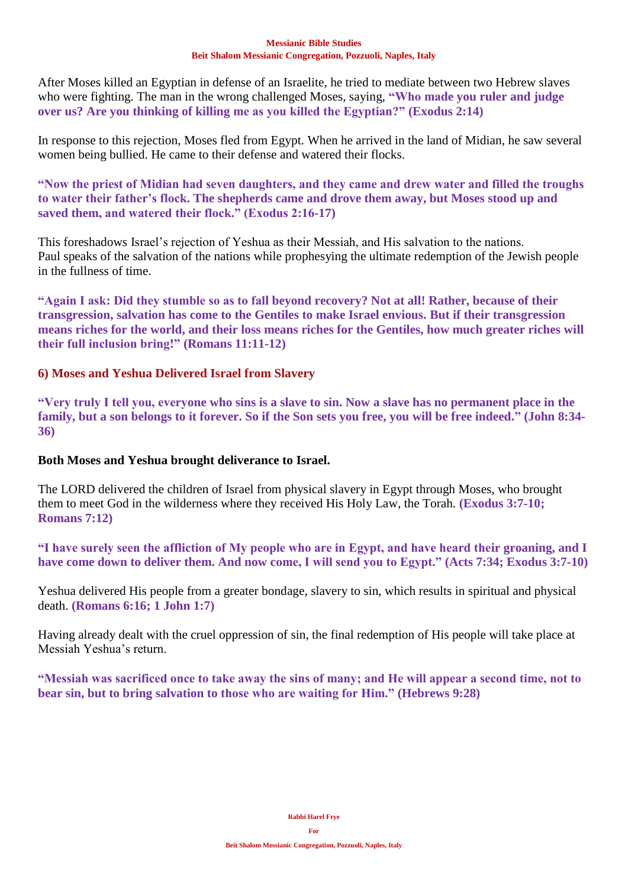After Moses killed an Egyptian in defense of an Israelite, he tried to mediate between two Hebrew slaves who were fighting. The man in the wrong challenged Moses, saying, **"Who made you ruler and judge over us? Are you thinking of killing me as you killed the Egyptian?" (Exodus 2:14)**

In response to this rejection, Moses fled from Egypt. When he arrived in the land of Midian, he saw several women being bullied. He came to their defense and watered their flocks.

**"Now the priest of Midian had seven daughters, and they came and drew water and filled the troughs to water their father's flock. The shepherds came and drove them away, but Moses stood up and saved them, and watered their flock." (Exodus 2:16-17)**

This foreshadows Israel's rejection of Yeshua as their Messiah, and His salvation to the nations. Paul speaks of the salvation of the nations while prophesying the ultimate redemption of the Jewish people in the fullness of time.

**"Again I ask: Did they stumble so as to fall beyond recovery? Not at all! Rather, because of their transgression, salvation has come to the Gentiles to make Israel envious. But if their transgression means riches for the world, and their loss means riches for the Gentiles, how much greater riches will their full inclusion bring!" (Romans 11:11-12)**

## 6) Moses and Yeshua Delivered Israel from Slavery

**"Very truly I tell you, everyone who sins is a slave to sin. Now a slave has no permanent place in the family, but a son belongs to it forever. So if the Son sets you free, you will be free indeed." (John 8:34-36)**

**Both Moses and Yeshua brought deliverance to Israel.**

The LORD delivered the children of Israel from physical slavery in Egypt through Moses, who brought them to meet God in the wilderness where they received His Holy Law, the Torah. **(Exodus 3:7-10; Romans 7:12)**

**"I have surely seen the affliction of My people who are in Egypt, and have heard their groaning, and I have come down to deliver them. And now come, I will send you to Egypt." (Acts 7:34; Exodus 3:7-10)**

Yeshua delivered His people from a greater bondage, slavery to sin, which results in spiritual and physical death. **(Romans 6:16; 1 John 1:7)**

Having already dealt with the cruel oppression of sin, the final redemption of His people will take place at Messiah Yeshua's return.

**"Messiah was sacrificed once to take away the sins of many; and He will appear a second time, not to bear sin, but to bring salvation to those who are waiting for Him." (Hebrews 9:28)**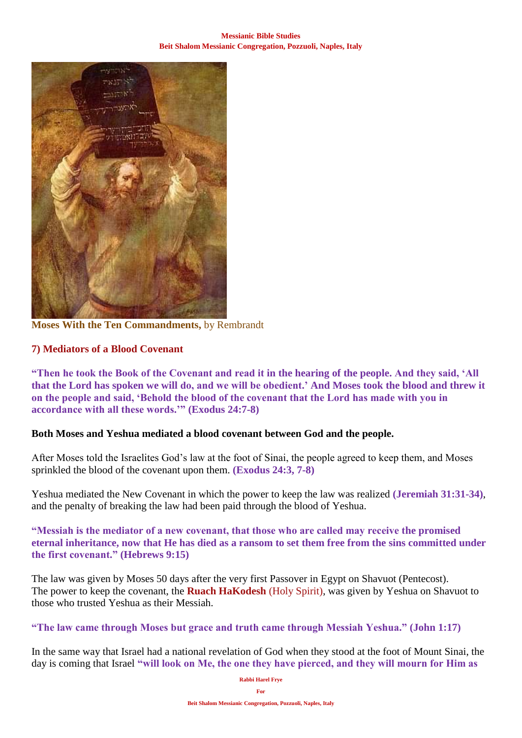**Moses With the Ten Commandments,** by Rembrandt

## 7) Mediators of a Blood Covenant

**"Then he took the Book of the Covenant and read it in the hearing of the people. And they said, 'All that the Lord has spoken we will do, and we will be obedient.' And Moses took the blood and threw it on the people and said, 'Behold the blood of the covenant that the Lord has made with you in accordance with all these words.'" (Exodus 24:7-8)**

**Both Moses and Yeshua mediated a blood covenant between God and the people.**

After Moses told the Israelites God's law at the foot of Sinai, the people agreed to keep them, and Moses sprinkled the blood of the covenant upon them. **(Exodus 24:3, 7-8)**

Yeshua mediated the New Covenant in which the power to keep the law was realized **(Jeremiah 31:31-34)**, and the penalty of breaking the law had been paid through the blood of Yeshua.

**"Messiah is the mediator of a new covenant, that those who are called may receive the promised eternal inheritance, now that He has died as a ransom to set them free from the sins committed under the first covenant." (Hebrews 9:15)**

The law was given by Moses 50 days after the very first Passover in Egypt on Shavuot (Pentecost). The power to keep the covenant, the **Ruach HaKodesh** (Holy Spirit), was given by Yeshua on Shavuot to those who trusted Yeshua as their Messiah.

**"The law came through Moses but grace and truth came through Messiah Yeshua." (John 1:17)**

In the same way that Israel had a national revelation of God when they stood at the foot of Mount Sinai, the day is coming that Israel **"will look on Me, the one they have pierced, and they will mourn for Him as**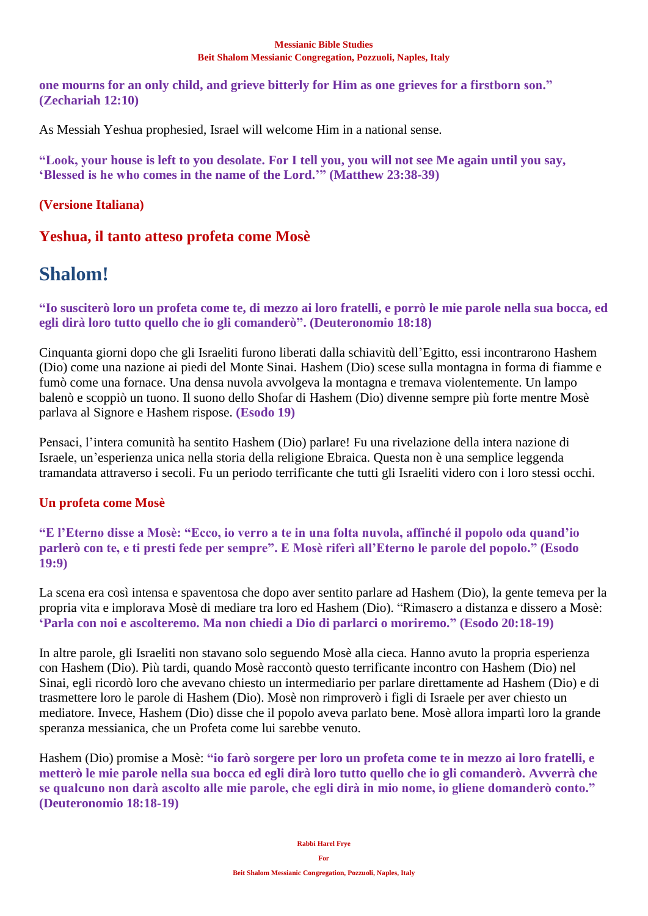**one mourns for an only child, and grieve bitterly for Him as one grieves for a firstborn son." (Zechariah 12:10)**

As Messiah Yeshua prophesied, Israel will welcome Him in a national sense.

**"Look, your house is left to you desolate. For I tell you, you will not see Me again until you say, 'Blessed is he who comes in the name of the Lord.'" (Matthew 23:38-39)**

**(Versione Italiana)**

## Yeshua, il tanto atteso profeta come Mosè

# Shalom!

**"Io susciterò loro un profeta come te, di mezzo ai loro fratelli, e porrò le mie parole nella sua bocca, ed egli dirà loro tutto quello che io gli comanderò". (Deuteronomio 18:18)**

Cinquanta giorni dopo che gli Israeliti furono liberati dalla schiavitù dell'Egitto, essi incontrarono Hashem (Dio) come una nazione ai piedi del Monte Sinai. Hashem (Dio) scese sulla montagna in forma di fiamme e fumò come una fornace. Una densa nuvola avvolgeva la montagna e tremava violentemente. Un lampo balenò e scoppiò un tuono. Il suono dello Shofar di Hashem (Dio) divenne sempre più forte mentre Mosè parlava al Signore e Hashem rispose. **(Esodo 19)**

Pensaci, l'intera comunità ha sentito Hashem (Dio) parlare! Fu una rivelazione della intera nazione di Israele, un'esperienza unica nella storia della religione Ebraica. Questa non è una semplice leggenda tramandata attraverso i secoli. Fu un periodo terrificante che tutti gli Israeliti videro con i loro stessi occhi.

### Un profeta come Mosè

**"E l'Eterno disse a Mosè: "Ecco, io verro a te in una folta nuvola, affinché il popolo oda quand'io parlerò con te, e ti presti fede per sempre". E Mosè riferì all'Eterno le parole del popolo." (Esodo 19:9)**

La scena era così intensa e spaventosa che dopo aver sentito parlare ad Hashem (Dio), la gente temeva per la propria vita e implorava Mosè di mediare tra loro ed Hashem (Dio). "Rimasero a distanza e dissero a Mosè: **'Parla con noi e ascolteremo. Ma non chiedi a Dio di parlarci o moriremo." (Esodo 20:18-19)**

In altre parole, gli Israeliti non stavano solo seguendo Mosè alla cieca. Hanno avuto la propria esperienza con Hashem (Dio). Più tardi, quando Mosè raccontò questo terrificante incontro con Hashem (Dio) nel Sinai, egli ricordò loro che avevano chiesto un intermediario per parlare direttamente ad Hashem (Dio) e di trasmettere loro le parole di Hashem (Dio). Mosè non rimproverò i figli di Israele per aver chiesto un mediatore. Invece, Hashem (Dio) disse che il popolo aveva parlato bene. Mosè allora impartì loro la grande speranza messianica, che un Profeta come lui sarebbe venuto.

Hashem (Dio) promise a Mosè: **"io farò sorgere per loro un profeta come te in mezzo ai loro fratelli, e metterò le mie parole nella sua bocca ed egli dirà loro tutto quello che io gli comanderò. Avverrà che se qualcuno non darà ascolto alle mie parole, che egli dirà in mio nome, io gliene domanderò conto." (Deuteronomio 18:18-19)**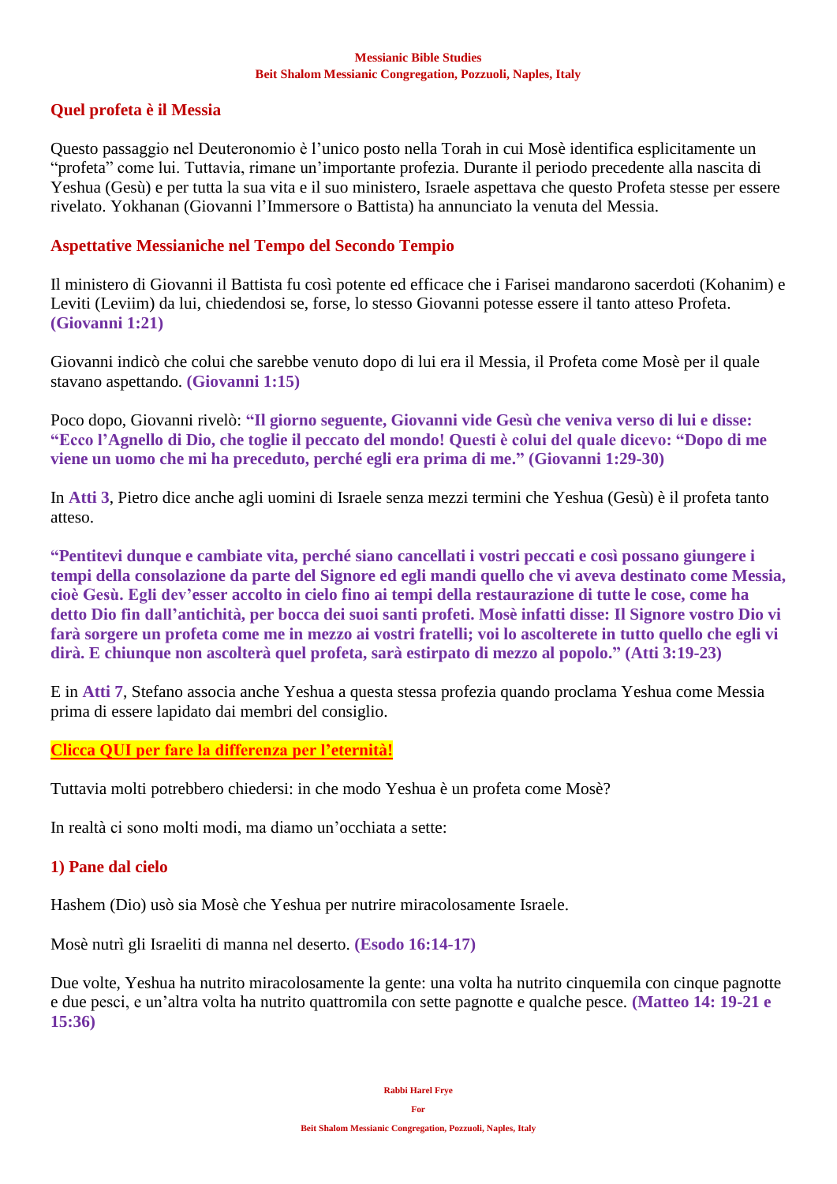## Quel profeta è il Messia

Questo passaggio nel Deuteronomio è l'unico posto nella Torah in cui Mosè identifica esplicitamente un "profeta" come lui. Tuttavia, rimane un'importante profezia. Durante il periodo precedente alla nascita di Yeshua (Gesù) e per tutta la sua vita e il suo ministero, Israele aspettava che questo Profeta stesse per essere rivelato. Yokhanan (Giovanni l'Immersore o Battista) ha annunciato la venuta del Messia.

## Aspettative Messianiche nel Tempo del Secondo Tempio

Il ministero di Giovanni il Battista fu così potente ed efficace che i Farisei mandarono sacerdoti (Kohanim) e Leviti (Leviim) da lui, chiedendosi se, forse, lo stesso Giovanni potesse essere il tanto atteso Profeta. **(Giovanni 1:21)**

Giovanni indicò che colui che sarebbe venuto dopo di lui era il Messia, il Profeta come Mosè per il quale stavano aspettando. **(Giovanni 1:15)**

Poco dopo, Giovanni rivelò: **"Il giorno seguente, Giovanni vide Gesù che veniva verso di lui e disse: "Ecco l'Agnello di Dio, che toglie il peccato del mondo! Questi è colui del quale dicevo: "Dopo di me viene un uomo che mi ha preceduto, perché egli era prima di me." (Giovanni 1:29-30)**

In **Atti 3**, Pietro dice anche agli uomini di Israele senza mezzi termini che Yeshua (Gesù) è il profeta tanto atteso.

**"Pentitevi dunque e cambiate vita, perché siano cancellati i vostri peccati e così possano giungere i tempi della consolazione da parte del Signore ed egli mandi quello che vi aveva destinato come Messia, cioè Gesù. Egli dev'esser accolto in cielo fino ai tempi della restaurazione di tutte le cose, come ha detto Dio fin dall'antichità, per bocca dei suoi santi profeti. Mosè infatti disse: Il Signore vostro Dio vi farà sorgere un profeta come me in mezzo ai vostri fratelli; voi lo ascolterete in tutto quello che egli vi dirà. E chiunque non ascolterà quel profeta, sarà estirpato di mezzo al popolo." (Atti 3:19-23)**

E in **Atti 7**, Stefano associa anche Yeshua a questa stessa profezia quando proclama Yeshua come Messia prima di essere lapidato dai membri del consiglio.

**Clicca QUI per fare la differenza per l'eternità!**

Tuttavia molti potrebbero chiedersi: in che modo Yeshua è un profeta come Mosè?

In realtà ci sono molti modi, ma diamo un'occhiata a sette:

### 1) Pane dal cielo

Hashem (Dio) usò sia Mosè che Yeshua per nutrire miracolosamente Israele.

Mosè nutrì gli Israeliti di manna nel deserto. **(Esodo 16:14-17)**

Due volte, Yeshua ha nutrito miracolosamente la gente: una volta ha nutrito cinquemila con cinque pagnotte e due pesci, e un'altra volta ha nutrito quattromila con sette pagnotte e qualche pesce. **(Matteo 14: 19-21 e 15:36)**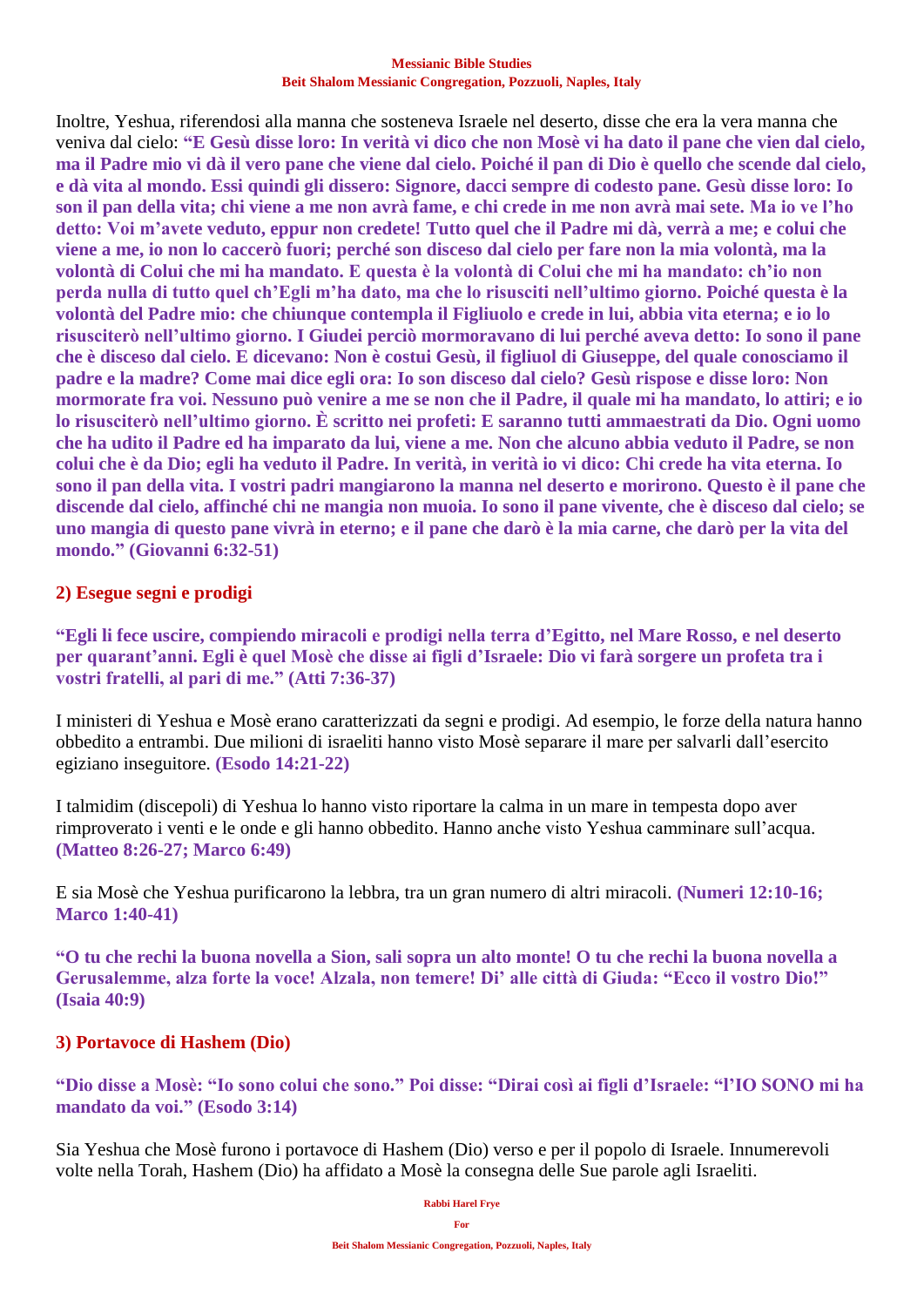Inoltre, Yeshua, riferendosi alla manna che sosteneva Israele nel deserto, disse che era la vera manna che veniva dal cielo: **"E Gesù disse loro: In verità vi dico che non Mosè vi ha dato il pane che vien dal cielo, ma il Padre mio vi dà il vero pane che viene dal cielo. Poiché il pan di Dio è quello che scende dal cielo, e dà vita al mondo. Essi quindi gli dissero: Signore, dacci sempre di codesto pane. Gesù disse loro: Io son il pan della vita; chi viene a me non avrà fame, e chi crede in me non avrà mai sete. Ma io ve l'ho detto: Voi m'avete veduto, eppur non credete! Tutto quel che il Padre mi dà, verrà a me; e colui che viene a me, io non lo caccerò fuori; perché son disceso dal cielo per fare non la mia volontà, ma la volontà di Colui che mi ha mandato. E questa è la volontà di Colui che mi ha mandato: ch'io non perda nulla di tutto quel ch'Egli m'ha dato, ma che lo risusciti nell'ultimo giorno. Poiché questa è la volontà del Padre mio: che chiunque contempla il Figliuolo e crede in lui, abbia vita eterna; e io lo risusciterò nell'ultimo giorno. I Giudei perciò mormoravano di lui perché aveva detto: Io sono il pane che è disceso dal cielo. E dicevano: Non è costui Gesù, il figliuol di Giuseppe, del quale conosciamo il padre e la madre? Come mai dice egli ora: Io son disceso dal cielo? Gesù rispose e disse loro: Non mormorate fra voi. Nessuno può venire a me se non che il Padre, il quale mi ha mandato, lo attiri; e io lo risusciterò nell'ultimo giorno. È scritto nei profeti: E saranno tutti ammaestrati da Dio. Ogni uomo che ha udito il Padre ed ha imparato da lui, viene a me. Non che alcuno abbia veduto il Padre, se non colui che è da Dio; egli ha veduto il Padre. In verità, in verità io vi dico: Chi crede ha vita eterna. Io sono il pan della vita. I vostri padri mangiarono la manna nel deserto e morirono. Questo è il pane che discende dal cielo, affinché chi ne mangia non muoia. Io sono il pane vivente, che è disceso dal cielo; se uno mangia di questo pane vivrà in eterno; e il pane che darò è la mia carne, che darò per la vita del mondo." (Giovanni 6:32-51)**

## 2) Esegue segni e prodigi

**"Egli li fece uscire, compiendo miracoli e prodigi nella terra d'Egitto, nel Mare Rosso, e nel deserto per quarant'anni. Egli è quel Mosè che disse ai figli d'Israele: Dio vi farà sorgere un profeta tra i vostri fratelli, al pari di me." (Atti 7:36-37)**

I ministeri di Yeshua e Mosè erano caratterizzati da segni e prodigi. Ad esempio, le forze della natura hanno obbedito a entrambi. Due milioni di israeliti hanno visto Mosè separare il mare per salvarli dall'esercito egiziano inseguitore. **(Esodo 14:21-22)**

I talmidim (discepoli) di Yeshua lo hanno visto riportare la calma in un mare in tempesta dopo aver rimproverato i venti e le onde e gli hanno obbedito. Hanno anche visto Yeshua camminare sull'acqua. **(Matteo 8:26-27; Marco 6:49)**

E sia Mosè che Yeshua purificarono la lebbra, tra un gran numero di altri miracoli. **(Numeri 12:10-16; Marco 1:40-41)**

**"O tu che rechi la buona novella a Sion, sali sopra un alto monte! O tu che rechi la buona novella a Gerusalemme, alza forte la voce! Alzala, non temere! Di' alle città di Giuda: "Ecco il vostro Dio!" (Isaia 40:9)**

## 3) Portavoce di Hashem (Dio)

**"Dio disse a Mosè: "Io sono colui che sono." Poi disse: "Dirai così ai figli d'Israele: "l'IO SONO mi ha mandato da voi." (Esodo 3:14)**

Sia Yeshua che Mosè furono i portavoce di Hashem (Dio) verso e per il popolo di Israele. Innumerevoli volte nella Torah, Hashem (Dio) ha affidato a Mosè la consegna delle Sue parole agli Israeliti.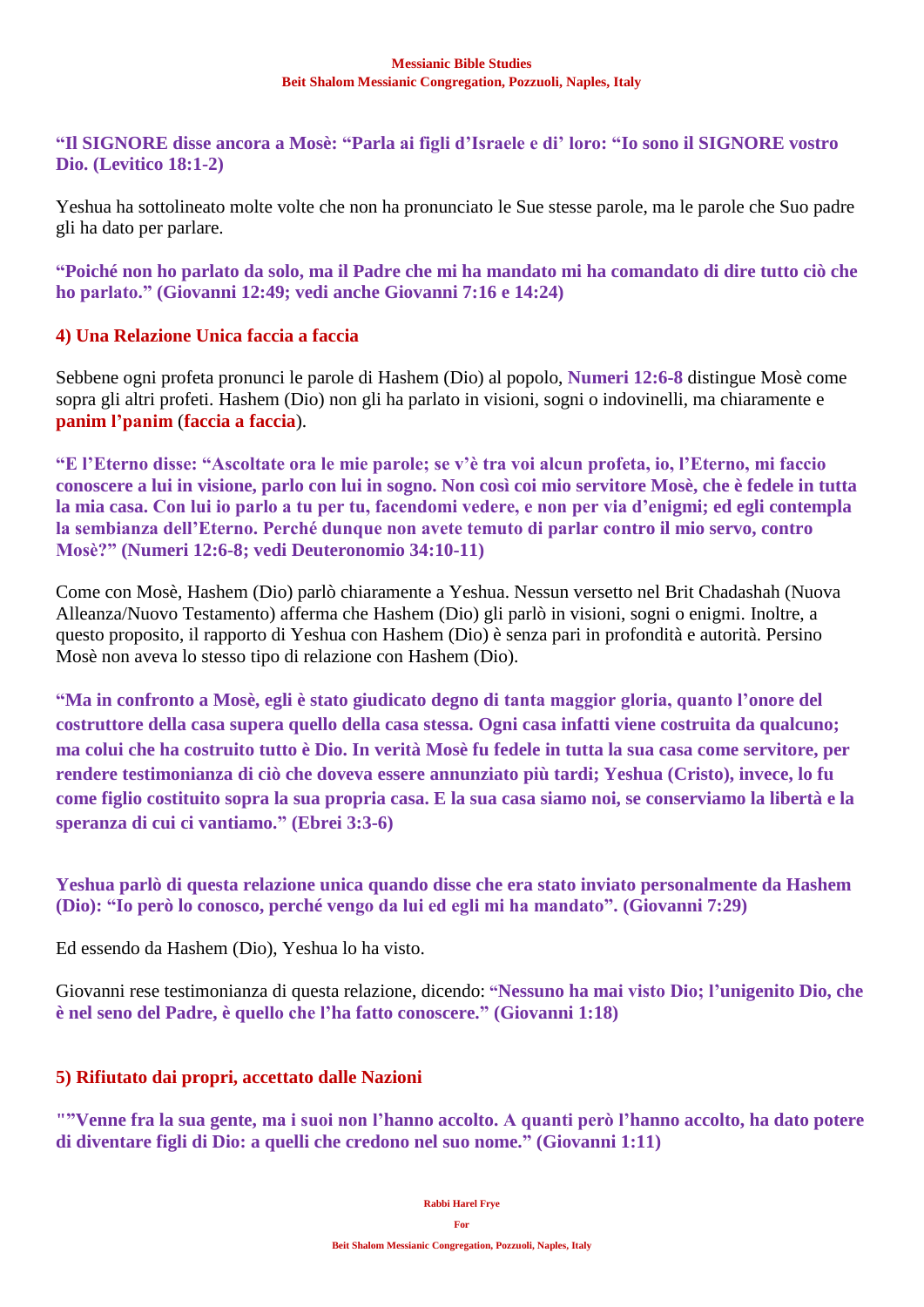**"Il SIGNORE disse ancora a Mosè: "Parla ai figli d'Israele e di' loro: "Io sono il SIGNORE vostro Dio. (Levitico 18:1-2)**

Yeshua ha sottolineato molte volte che non ha pronunciato le Sue stesse parole, ma le parole che Suo padre gli ha dato per parlare.

**"Poiché non ho parlato da solo, ma il Padre che mi ha mandato mi ha comandato di dire tutto ciò che ho parlato." (Giovanni 12:49; vedi anche Giovanni 7:16 e 14:24)**

## 4) Una Relazione Unica faccia a faccia

Sebbene ogni profeta pronunci le parole di Hashem (Dio) al popolo, **Numeri 12:6-8** distingue Mosè come sopra gli altri profeti. Hashem (Dio) non gli ha parlato in visioni, sogni o indovinelli, ma chiaramente e **panim l'panim** (**faccia a faccia**).

**"E l'Eterno disse: "Ascoltate ora le mie parole; se v'è tra voi alcun profeta, io, l'Eterno, mi faccio conoscere a lui in visione, parlo con lui in sogno. Non così coi mio servitore Mosè, che è fedele in tutta la mia casa. Con lui io parlo a tu per tu, facendomi vedere, e non per via d'enigmi; ed egli contempla la sembianza dell'Eterno. Perché dunque non avete temuto di parlar contro il mio servo, contro Mosè?" (Numeri 12:6-8; vedi Deuteronomio 34:10-11)**

Come con Mosè, Hashem (Dio) parlò chiaramente a Yeshua. Nessun versetto nel Brit Chadashah (Nuova Alleanza/Nuovo Testamento) afferma che Hashem (Dio) gli parlò in visioni, sogni o enigmi. Inoltre, a questo proposito, il rapporto di Yeshua con Hashem (Dio) è senza pari in profondità e autorità. Persino Mosè non aveva lo stesso tipo di relazione con Hashem (Dio).

**"Ma in confronto a Mosè, egli è stato giudicato degno di tanta maggior gloria, quanto l'onore del costruttore della casa supera quello della casa stessa. Ogni casa infatti viene costruita da qualcuno; ma colui che ha costruito tutto è Dio. In verità Mosè fu fedele in tutta la sua casa come servitore, per rendere testimonianza di ciò che doveva essere annunziato più tardi; Yeshua (Cristo), invece, lo fu come figlio costituito sopra la sua propria casa. E la sua casa siamo noi, se conserviamo la libertà e la speranza di cui ci vantiamo." (Ebrei 3:3-6)**

**Yeshua parlò di questa relazione unica quando disse che era stato inviato personalmente da Hashem (Dio): "Io però lo conosco, perché vengo da lui ed egli mi ha mandato". (Giovanni 7:29)**

Ed essendo da Hashem (Dio), Yeshua lo ha visto.

Giovanni rese testimonianza di questa relazione, dicendo: **"Nessuno ha mai visto Dio; l'unigenito Dio, che è nel seno del Padre, è quello che l'ha fatto conoscere." (Giovanni 1:18)**

## 5) Rifiutato dai propri, accettato dalle Nazioni

**""Venne fra la sua gente, ma i suoi non l'hanno accolto. A quanti però l'hanno accolto, ha dato potere di diventare figli di Dio: a quelli che credono nel suo nome." (Giovanni 1:11)**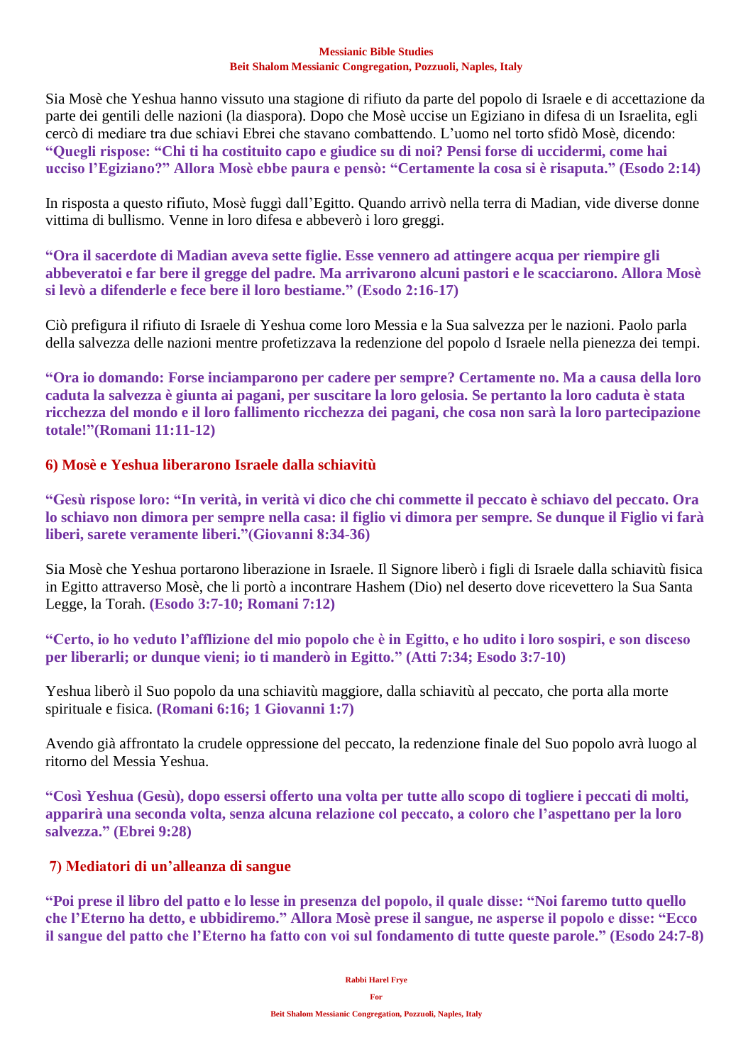Sia Mosè che Yeshua hanno vissuto una stagione di rifiuto da parte del popolo di Israele e di accettazione da parte dei gentili delle nazioni (la diaspora). Dopo che Mosè uccise un Egiziano in difesa di un Israelita, egli cercò di mediare tra due schiavi Ebrei che stavano combattendo. L'uomo nel torto sfidò Mosè, dicendo: **"Quegli rispose: "Chi ti ha costituito capo e giudice su di noi? Pensi forse di uccidermi, come hai ucciso l'Egiziano?" Allora Mosè ebbe paura e pensò: "Certamente la cosa si è risaputa." (Esodo 2:14)**

In risposta a questo rifiuto, Mosè fuggì dall'Egitto. Quando arrivò nella terra di Madian, vide diverse donne vittima di bullismo. Venne in loro difesa e abbeverò i loro greggi.

**"Ora il sacerdote di Madian aveva sette figlie. Esse vennero ad attingere acqua per riempire gli abbeveratoi e far bere il gregge del padre. Ma arrivarono alcuni pastori e le scacciarono. Allora Mosè si levò a difenderle e fece bere il loro bestiame." (Esodo 2:16-17)**

Ciò prefigura il rifiuto di Israele di Yeshua come loro Messia e la Sua salvezza per le nazioni. Paolo parla della salvezza delle nazioni mentre profetizzava la redenzione del popolo d Israele nella pienezza dei tempi.

**"Ora io domando: Forse inciamparono per cadere per sempre? Certamente no. Ma a causa della loro caduta la salvezza è giunta ai pagani, per suscitare la loro gelosia. Se pertanto la loro caduta è stata ricchezza del mondo e il loro fallimento ricchezza dei pagani, che cosa non sarà la loro partecipazione totale!"(Romani 11:11-12)**

## 6) Mosè e Yeshua liberarono Israele dalla schiavitù

**"Gesù rispose loro: "In verità, in verità vi dico che chi commette il peccato è schiavo del peccato. Ora lo schiavo non dimora per sempre nella casa: il figlio vi dimora per sempre. Se dunque il Figlio vi farà liberi, sarete veramente liberi."(Giovanni 8:34-36)**

Sia Mosè che Yeshua portarono liberazione in Israele. Il Signore liberò i figli di Israele dalla schiavitù fisica in Egitto attraverso Mosè, che li portò a incontrare Hashem (Dio) nel deserto dove ricevettero la Sua Santa Legge, la Torah. **(Esodo 3:7-10; Romani 7:12)**

**"Certo, io ho veduto l'afflizione del mio popolo che è in Egitto, e ho udito i loro sospiri, e son disceso per liberarli; or dunque vieni; io ti manderò in Egitto." (Atti 7:34; Esodo 3:7-10)**

Yeshua liberò il Suo popolo da una schiavitù maggiore, dalla schiavitù al peccato, che porta alla morte spirituale e fisica. **(Romani 6:16; 1 Giovanni 1:7)**

Avendo già affrontato la crudele oppressione del peccato, la redenzione finale del Suo popolo avrà luogo al ritorno del Messia Yeshua.

**"Così Yeshua (Gesù), dopo essersi offerto una volta per tutte allo scopo di togliere i peccati di molti, apparirà una seconda volta, senza alcuna relazione col peccato, a coloro che l'aspettano per la loro salvezza." (Ebrei 9:28)**

## 7) Mediatori di un'alleanza di sangue

**"Poi prese il libro del patto e lo lesse in presenza del popolo, il quale disse: "Noi faremo tutto quello che l'Eterno ha detto, e ubbidiremo." Allora Mosè prese il sangue, ne asperse il popolo e disse: "Ecco il sangue del patto che l'Eterno ha fatto con voi sul fondamento di tutte queste parole." (Esodo 24:7-8)**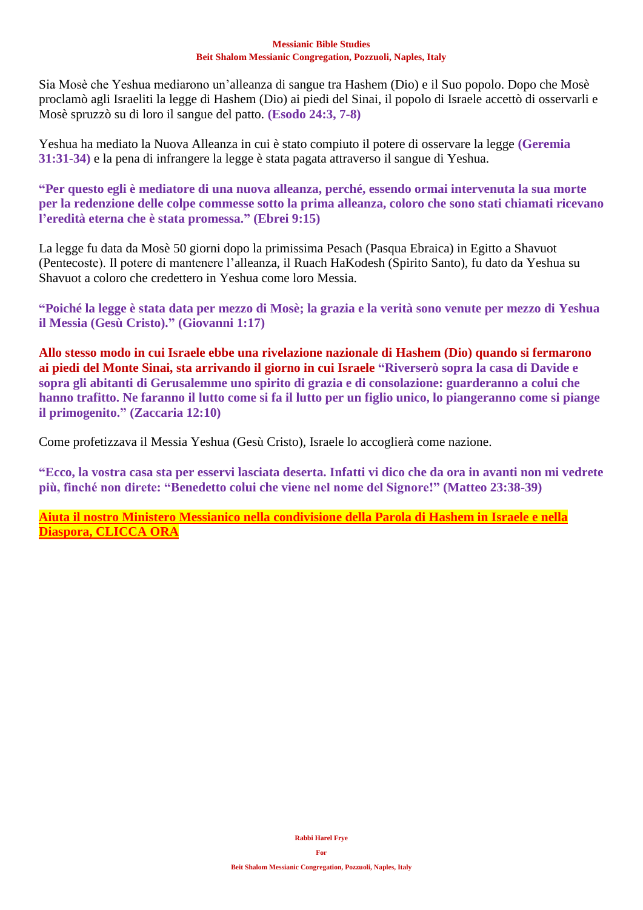Sia Mosè che Yeshua mediarono un'alleanza di sangue tra Hashem (Dio) e il Suo popolo. Dopo che Mosè proclamò agli Israeliti la legge di Hashem (Dio) ai piedi del Sinai, il popolo di Israele accettò di osservarli e Mosè spruzzò su di loro il sangue del patto. **(Esodo 24:3, 7-8)**

Yeshua ha mediato la Nuova Alleanza in cui è stato compiuto il potere di osservare la legge **(Geremia 31:31-34)** e la pena di infrangere la legge è stata pagata attraverso il sangue di Yeshua.

**"Per questo egli è mediatore di una nuova alleanza, perché, essendo ormai intervenuta la sua morte per la redenzione delle colpe commesse sotto la prima alleanza, coloro che sono stati chiamati ricevano l'eredità eterna che è stata promessa." (Ebrei 9:15)**

La legge fu data da Mosè 50 giorni dopo la primissima Pesach (Pasqua Ebraica) in Egitto a Shavuot (Pentecoste). Il potere di mantenere l'alleanza, il Ruach HaKodesh (Spirito Santo), fu dato da Yeshua su Shavuot a coloro che credettero in Yeshua come loro Messia.

**"Poiché la legge è stata data per mezzo di Mosè; la grazia e la verità sono venute per mezzo di Yeshua il Messia (Gesù Cristo)." (Giovanni 1:17)**

**Allo stesso modo in cui Israele ebbe una rivelazione nazionale di Hashem (Dio) quando si fermarono ai piedi del Monte Sinai, sta arrivando il giorno in cui Israele "Riverserò sopra la casa di Davide e sopra gli abitanti di Gerusalemme uno spirito di grazia e di consolazione: guarderanno a colui che hanno trafitto. Ne faranno il lutto come si fa il lutto per un figlio unico, lo piangeranno come si piange il primogenito." (Zaccaria 12:10)**

Come profetizzava il Messia Yeshua (Gesù Cristo), Israele lo accoglierà come nazione.

**"Ecco, la vostra casa sta per esservi lasciata deserta. Infatti vi dico che da ora in avanti non mi vedrete più, finché non direte: "Benedetto colui che viene nel nome del Signore!" (Matteo 23:38-39)**

**Aiuta il nostro Ministero Messianico nella condivisione della Parola di Hashem in Israele e nella Diaspora, CLICCA ORA**

**Rabbi Harel Frye**

**For**

**Beit Shalom Messianic Congregation, Pozzuoli, Naples, Italy**